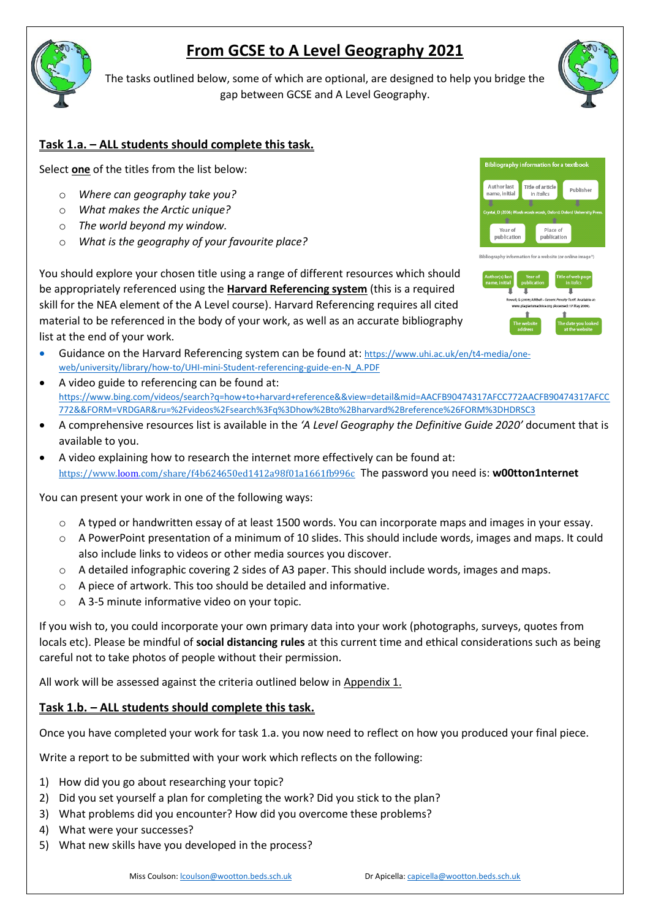# From GCSE to A Level Geography 2021

The tasks outlined below, some of which are optional, are designed to help you bridge the gap between GCSE and A Level Geography.

## Task 1.a. – ALL students should complete this task.

Select **one** of the titles from the list below:

- *Where can geography take you?*
- *What makes the Arctic unique?*
- *The world beyond my window.*
- *What is the geography of your favourite place?*

Bibliography information for a textbook

Author last name, initial | Title of article in *italics* | Publisher

Crystal, D (2006) *Words words words*, Oxford: Oxford University Press.

Year of publication | Place of publication

Bibliography information for a website (or online image*)

Author(s) last name, initial | Year of publication | Title of web page in *italics*

Rowell, G (2006) *AMBeR - Generic Penalty Tariff*. Available at: www.plagiarismadvice.org (Accessed: 17 May 2006).

The website address | The date you looked at the website

You should explore your chosen title using a range of different resources which should be appropriately referenced using the **Harvard Referencing system** (this is a required skill for the NEA element of the A Level course). Harvard Referencing requires all cited material to be referenced in the body of your work, as well as an accurate bibliography list at the end of your work.

- Guidance on the Harvard Referencing system can be found at: https://www.uhi.ac.uk/en/t4-media/one-web/university/library/how-to/UHI-mini-Student-referencing-guide-en-N_A.PDF
- A video guide to referencing can be found at: https://www.bing.com/videos/search?q=how+to+harvard+reference&&view=detail&mid=AACFB90474317AFCC772AACFB90474317AFCC772&&FORM=VRDGAR&ru=%2Fvideos%2Fsearch%3Fq%3Dhow%2Bto%2Bharvard%2Breference%26FORM%3DHDRSC3
- A comprehensive resources list is available in the *'A Level Geography the Definitive Guide 2020'* document that is available to you.
- A video explaining how to research the internet more effectively can be found at: https://www.loom.com/share/f4b624650ed1412a98f01a1661fb996c The password you need is: **w00tton1nternet**

You can present your work in one of the following ways:

- A typed or handwritten essay of at least 1500 words. You can incorporate maps and images in your essay.
- A PowerPoint presentation of a minimum of 10 slides. This should include words, images and maps. It could also include links to videos or other media sources you discover.
- A detailed infographic covering 2 sides of A3 paper. This should include words, images and maps.
- A piece of artwork. This too should be detailed and informative.
- A 3-5 minute informative video on your topic.

If you wish to, you could incorporate your own primary data into your work (photographs, surveys, quotes from locals etc). Please be mindful of **social distancing rules** at this current time and ethical considerations such as being careful not to take photos of people without their permission.

All work will be assessed against the criteria outlined below in Appendix 1.

## Task 1.b. – ALL students should complete this task.

Once you have completed your work for task 1.a. you now need to reflect on how you produced your final piece.

Write a report to be submitted with your work which reflects on the following:

1) How did you go about researching your topic?
2) Did you set yourself a plan for completing the work? Did you stick to the plan?
3) What problems did you encounter? How did you overcome these problems?
4) What were your successes?
5) What new skills have you developed in the process?

Miss Coulson: lcoulson@wootton.beds.sch.uk Dr Apicella: capicella@wootton.beds.sch.uk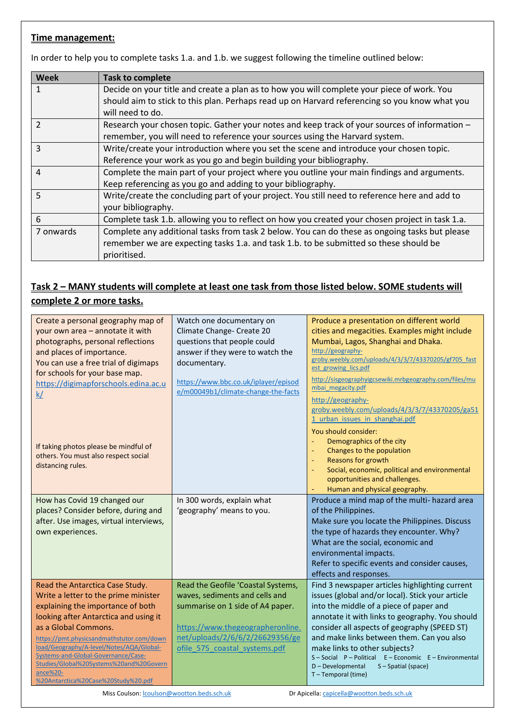**Time management:**

In order to help you to complete tasks 1.a. and 1.b. we suggest following the timeline outlined below:

| Week | Task to complete |
|---|---|
| 1 | Decide on your title and create a plan as to how you will complete your piece of work. You should aim to stick to this plan. Perhaps read up on Harvard referencing so you know what you will need to do. |
| 2 | Research your chosen topic. Gather your notes and keep track of your sources of information – remember, you will need to reference your sources using the Harvard system. |
| 3 | Write/create your introduction where you set the scene and introduce your chosen topic. Reference your work as you go and begin building your bibliography. |
| 4 | Complete the main part of your project where you outline your main findings and arguments. Keep referencing as you go and adding to your bibliography. |
| 5 | Write/create the concluding part of your project. You still need to reference here and add to your bibliography. |
| 6 | Complete task 1.b. allowing you to reflect on how you created your chosen project in task 1.a. |
| 7 onwards | Complete any additional tasks from task 2 below. You can do these as ongoing tasks but please remember we are expecting tasks 1.a. and task 1.b. to be submitted so these should be prioritised. |

**Task 2 – MANY students will complete at least one task from those listed below. SOME students will complete 2 or more tasks.**

| | | |
|---|---|---|
| Create a personal geography map of your own area – annotate it with photographs, personal reflections and places of importance.<br>You can use a free trial of digimaps for schools for your base map.<br>https://digimapforschools.edina.ac.uk/<br><br>If taking photos please be mindful of others. You must also respect social distancing rules. | Watch one documentary on Climate Change- Create 20 questions that people could answer if they were to watch the documentary.<br><br>https://www.bbc.co.uk/iplayer/episode/m00049b1/climate-change-the-facts | Produce a presentation on different world cities and megacities. Examples might include Mumbai, Lagos, Shanghai and Dhaka.<br>http://geography-groby.weebly.com/uploads/4/3/3/7/43370205/gf705_fastest_growing_lics.pdf<br>http://sisgeographyigcsewiki.mrbgeography.com/files/mumbai_megacity.pdf<br>http://geography-groby.weebly.com/uploads/4/3/3/7/43370205/ga511_urban_issues_in_shanghai.pdf<br>You should consider:<br>- Demographics of the city<br>- Changes to the population<br>- Reasons for growth<br>- Social, economic, political and environmental opportunities and challenges.<br>- Human and physical geography. |
| How has Covid 19 changed our places? Consider before, during and after. Use images, virtual interviews, own experiences. | In 300 words, explain what 'geography' means to you. | Produce a mind map of the multi- hazard area of the Philippines.<br>Make sure you locate the Philippines. Discuss the type of hazards they encounter. Why? What are the social, economic and environmental impacts.<br>Refer to specific events and consider causes, effects and responses. |
| Read the Antarctica Case Study. Write a letter to the prime minister explaining the importance of both looking after Antarctica and using it as a Global Commons.<br>https://pmt.physicsandmathstutor.com/download/Geography/A-level/Notes/AQA/Global-Systems-and-Global-Governance/Case-Studies/Global%20Systems%20and%20Governance%20-%20Antarctica%20Case%20Study%20.pdf | Read the Geofile 'Coastal Systems, waves, sediments and cells and summarise on 1 side of A4 paper.<br><br>https://www.thegeographeronline.net/uploads/2/6/6/2/26629356/geofile_575_coastal_systems.pdf | Find 3 newspaper articles highlighting current issues (global and/or local). Stick your article into the middle of a piece of paper and annotate it with links to geography. You should consider all aspects of geography (SPEED ST) and make links between them. Can you also make links to other subjects?<br>S – Social P – Political E – Economic E – Environmental<br>D – Developmental S – Spatial (space)<br>T – Temporal (time) |

Miss Coulson: lcoulson@wootton.beds.sch.uk Dr Apicella: capicella@wootton.beds.sch.uk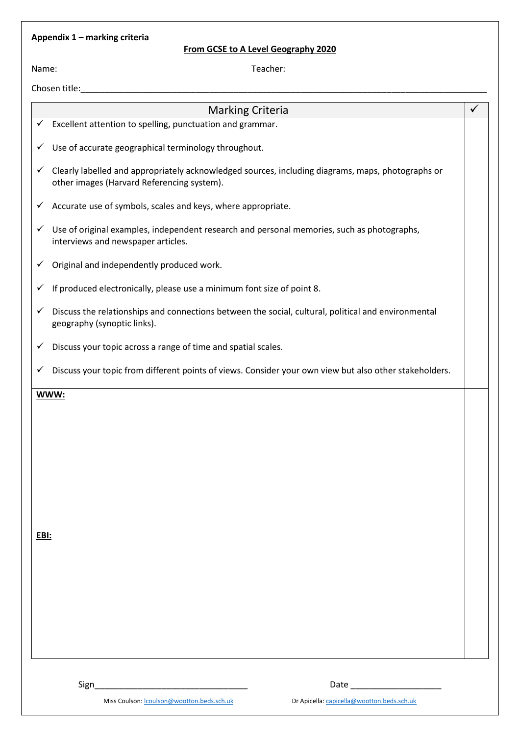**Appendix 1 – marking criteria**

**From GCSE to A Level Geography 2020**

Name: Teacher:

Chosen title:\_\_\_\_\_\_\_\_\_\_\_\_\_\_\_\_\_\_\_\_\_\_\_\_\_\_\_\_\_\_\_\_\_\_\_\_\_\_\_\_\_\_\_\_\_\_\_\_\_\_\_\_\_\_\_\_\_\_\_\_\_\_\_\_\_\_\_\_\_\_\_\_\_\_\_\_\_\_\_\_\_\_\_\_

| Marking Criteria | ✓ |
|---|---|
| ✓ Excellent attention to spelling, punctuation and grammar.<br><br>✓ Use of accurate geographical terminology throughout.<br><br>✓ Clearly labelled and appropriately acknowledged sources, including diagrams, maps, photographs or other images (Harvard Referencing system).<br><br>✓ Accurate use of symbols, scales and keys, where appropriate.<br><br>✓ Use of original examples, independent research and personal memories, such as photographs, interviews and newspaper articles.<br><br>✓ Original and independently produced work.<br><br>✓ If produced electronically, please use a minimum font size of point 8.<br><br>✓ Discuss the relationships and connections between the social, cultural, political and environmental geography (synoptic links).<br><br>✓ Discuss your topic across a range of time and spatial scales.<br><br>✓ Discuss your topic from different points of views. Consider your own view but also other stakeholders. | |
| **WWW:**<br><br><br><br><br><br>**EBI:** | |

Sign\_\_\_\_\_\_\_\_\_\_\_\_\_\_\_\_\_\_\_\_\_\_\_\_\_\_\_\_\_\_\_\_\_\_ Date \_\_\_\_\_\_\_\_\_\_\_\_\_\_\_\_\_\_\_\_

Miss Coulson: lcoulson@wootton.beds.sch.uk Dr Apicella: capicella@wootton.beds.sch.uk